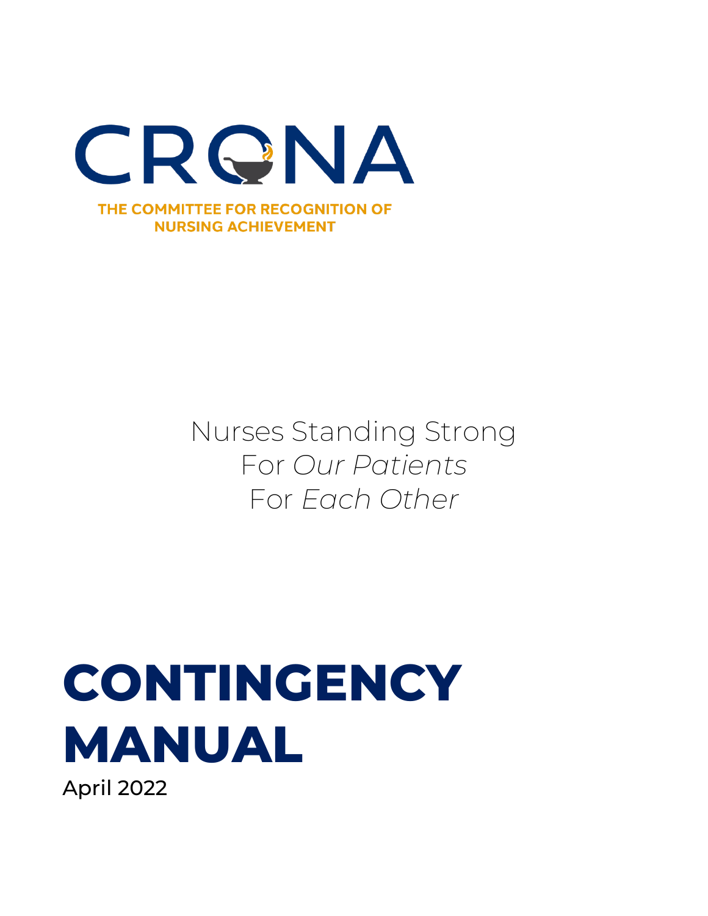# CRONA

THE COMMITTEE FOR RECOGNITION OF NURSING ACHIEVEMENT

Nurses Standing Strong
For *Our Patients*
For *Each Other*

# CONTINGENCY MANUAL

April 2022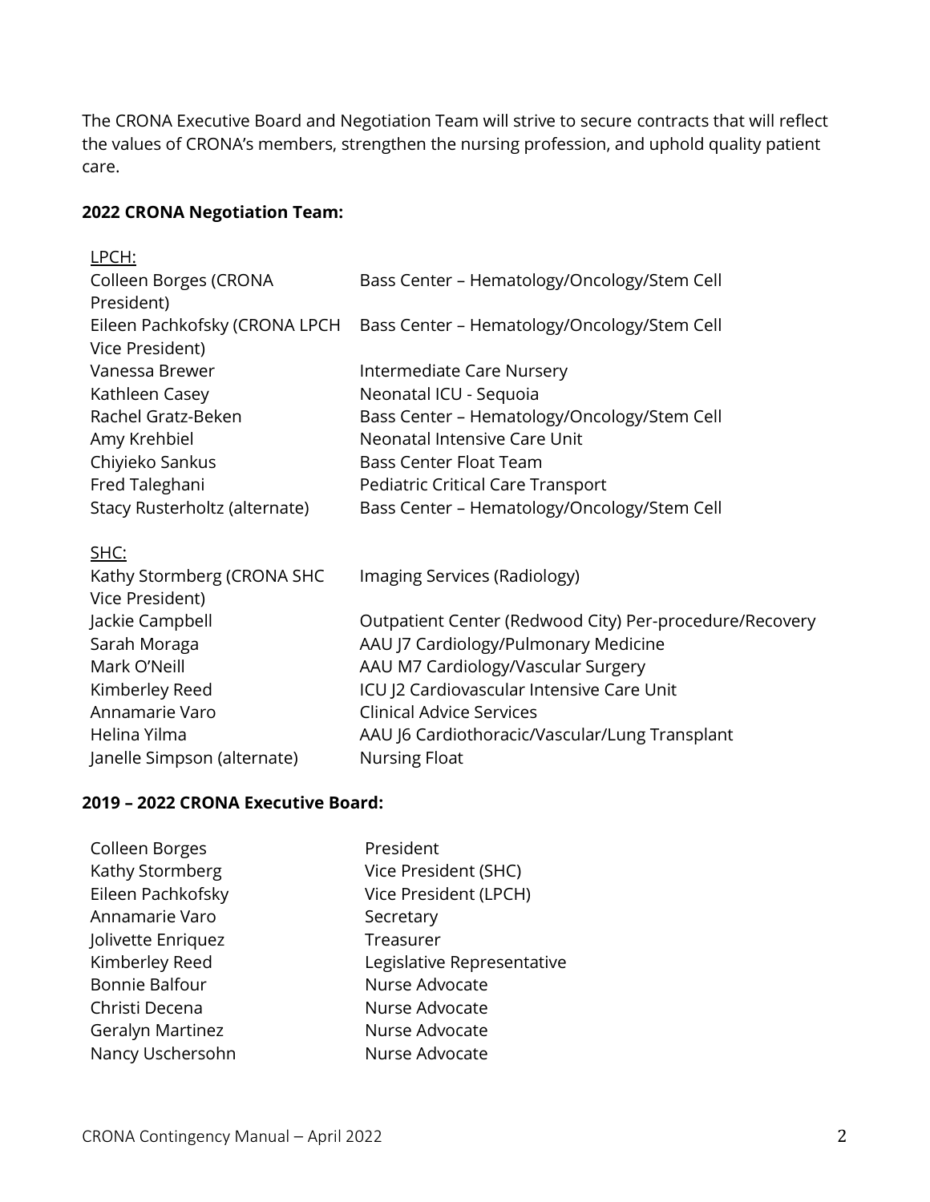The CRONA Executive Board and Negotiation Team will strive to secure contracts that will reflect the values of CRONA's members, strengthen the nursing profession, and uphold quality patient care.

**2022 CRONA Negotiation Team:**

LPCH:

| | |
|---|---|
| Colleen Borges (CRONA President) | Bass Center – Hematology/Oncology/Stem Cell |
| Eileen Pachkofsky (CRONA LPCH Vice President) | Bass Center – Hematology/Oncology/Stem Cell |
| Vanessa Brewer | Intermediate Care Nursery |
| Kathleen Casey | Neonatal ICU - Sequoia |
| Rachel Gratz-Beken | Bass Center – Hematology/Oncology/Stem Cell |
| Amy Krehbiel | Neonatal Intensive Care Unit |
| Chiyieko Sankus | Bass Center Float Team |
| Fred Taleghani | Pediatric Critical Care Transport |
| Stacy Rusterholtz (alternate) | Bass Center – Hematology/Oncology/Stem Cell |

SHC:

| | |
|---|---|
| Kathy Stormberg (CRONA SHC Vice President) | Imaging Services (Radiology) |
| Jackie Campbell | Outpatient Center (Redwood City) Per-procedure/Recovery |
| Sarah Moraga | AAU J7 Cardiology/Pulmonary Medicine |
| Mark O'Neill | AAU M7 Cardiology/Vascular Surgery |
| Kimberley Reed | ICU J2 Cardiovascular Intensive Care Unit |
| Annamarie Varo | Clinical Advice Services |
| Helina Yilma | AAU J6 Cardiothoracic/Vascular/Lung Transplant |
| Janelle Simpson (alternate) | Nursing Float |

**2019 – 2022 CRONA Executive Board:**

| | |
|---|---|
| Colleen Borges | President |
| Kathy Stormberg | Vice President (SHC) |
| Eileen Pachkofsky | Vice President (LPCH) |
| Annamarie Varo | Secretary |
| Jolivette Enriquez | Treasurer |
| Kimberley Reed | Legislative Representative |
| Bonnie Balfour | Nurse Advocate |
| Christi Decena | Nurse Advocate |
| Geralyn Martinez | Nurse Advocate |
| Nancy Uschersohn | Nurse Advocate |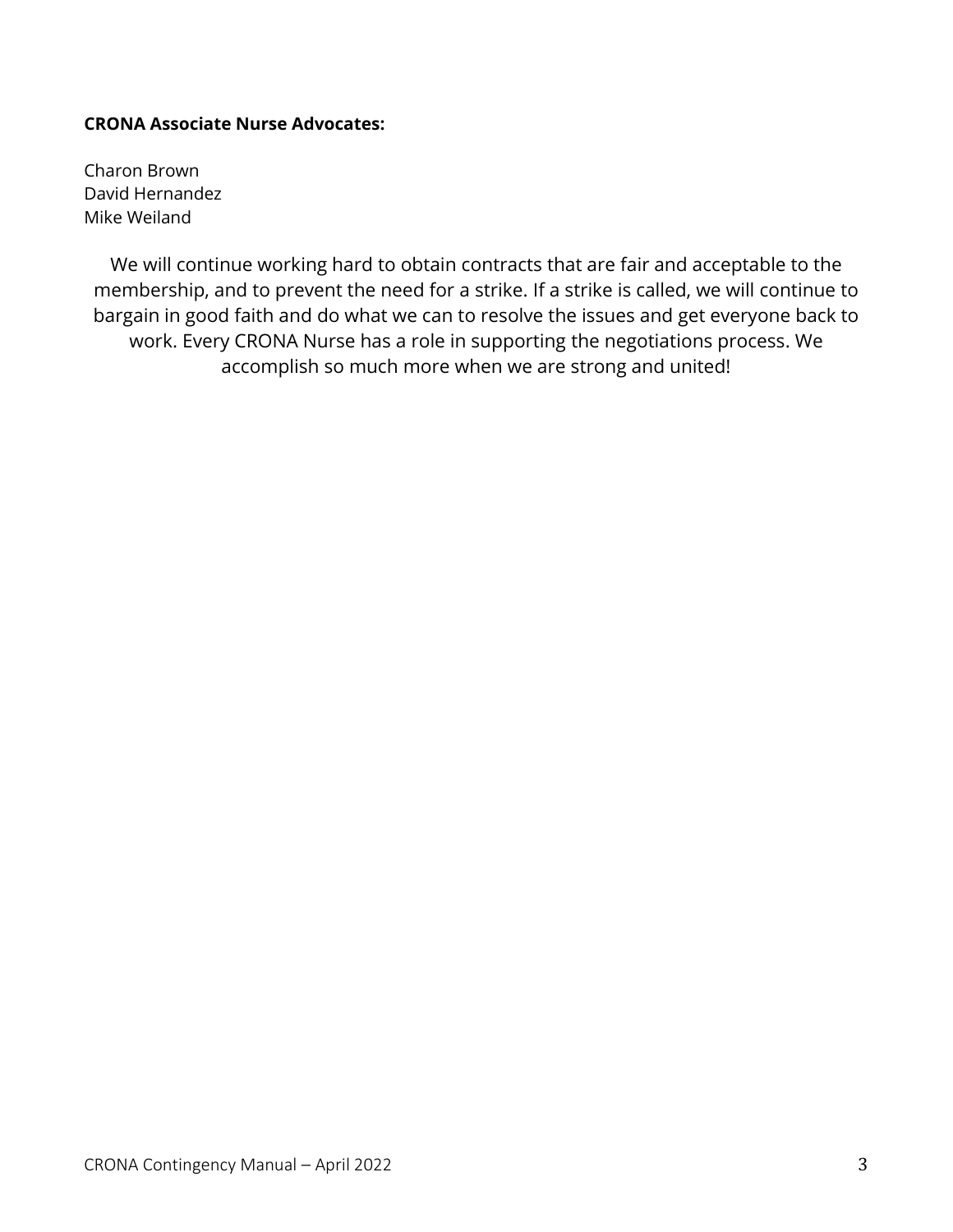**CRONA Associate Nurse Advocates:**

Charon Brown
David Hernandez
Mike Weiland

We will continue working hard to obtain contracts that are fair and acceptable to the membership, and to prevent the need for a strike. If a strike is called, we will continue to bargain in good faith and do what we can to resolve the issues and get everyone back to work. Every CRONA Nurse has a role in supporting the negotiations process. We accomplish so much more when we are strong and united!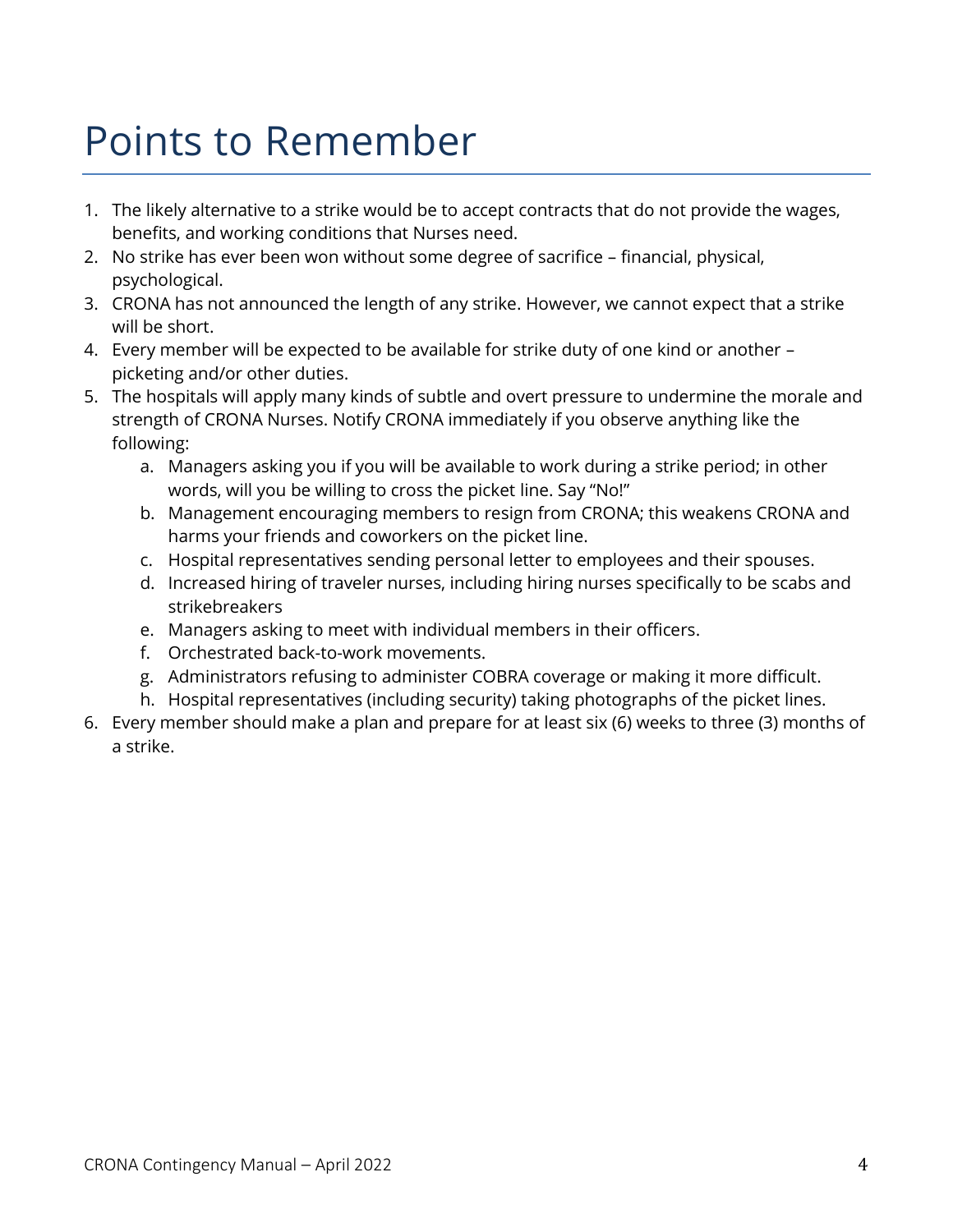# Points to Remember

1. The likely alternative to a strike would be to accept contracts that do not provide the wages, benefits, and working conditions that Nurses need.
2. No strike has ever been won without some degree of sacrifice – financial, physical, psychological.
3. CRONA has not announced the length of any strike. However, we cannot expect that a strike will be short.
4. Every member will be expected to be available for strike duty of one kind or another – picketing and/or other duties.
5. The hospitals will apply many kinds of subtle and overt pressure to undermine the morale and strength of CRONA Nurses. Notify CRONA immediately if you observe anything like the following:
   a. Managers asking you if you will be available to work during a strike period; in other words, will you be willing to cross the picket line. Say "No!"
   b. Management encouraging members to resign from CRONA; this weakens CRONA and harms your friends and coworkers on the picket line.
   c. Hospital representatives sending personal letter to employees and their spouses.
   d. Increased hiring of traveler nurses, including hiring nurses specifically to be scabs and strikebreakers
   e. Managers asking to meet with individual members in their officers.
   f. Orchestrated back-to-work movements.
   g. Administrators refusing to administer COBRA coverage or making it more difficult.
   h. Hospital representatives (including security) taking photographs of the picket lines.
6. Every member should make a plan and prepare for at least six (6) weeks to three (3) months of a strike.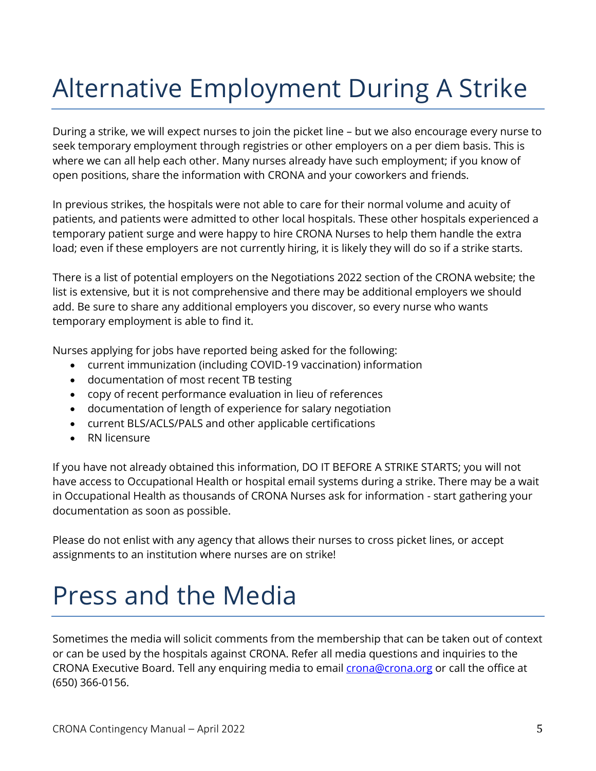# Alternative Employment During A Strike

During a strike, we will expect nurses to join the picket line – but we also encourage every nurse to seek temporary employment through registries or other employers on a per diem basis. This is where we can all help each other. Many nurses already have such employment; if you know of open positions, share the information with CRONA and your coworkers and friends.

In previous strikes, the hospitals were not able to care for their normal volume and acuity of patients, and patients were admitted to other local hospitals. These other hospitals experienced a temporary patient surge and were happy to hire CRONA Nurses to help them handle the extra load; even if these employers are not currently hiring, it is likely they will do so if a strike starts.

There is a list of potential employers on the Negotiations 2022 section of the CRONA website; the list is extensive, but it is not comprehensive and there may be additional employers we should add. Be sure to share any additional employers you discover, so every nurse who wants temporary employment is able to find it.

Nurses applying for jobs have reported being asked for the following:

- current immunization (including COVID-19 vaccination) information
- documentation of most recent TB testing
- copy of recent performance evaluation in lieu of references
- documentation of length of experience for salary negotiation
- current BLS/ACLS/PALS and other applicable certifications
- RN licensure

If you have not already obtained this information, DO IT BEFORE A STRIKE STARTS; you will not have access to Occupational Health or hospital email systems during a strike. There may be a wait in Occupational Health as thousands of CRONA Nurses ask for information - start gathering your documentation as soon as possible.

Please do not enlist with any agency that allows their nurses to cross picket lines, or accept assignments to an institution where nurses are on strike!

# Press and the Media

Sometimes the media will solicit comments from the membership that can be taken out of context or can be used by the hospitals against CRONA. Refer all media questions and inquiries to the CRONA Executive Board. Tell any enquiring media to email crona@crona.org or call the office at (650) 366-0156.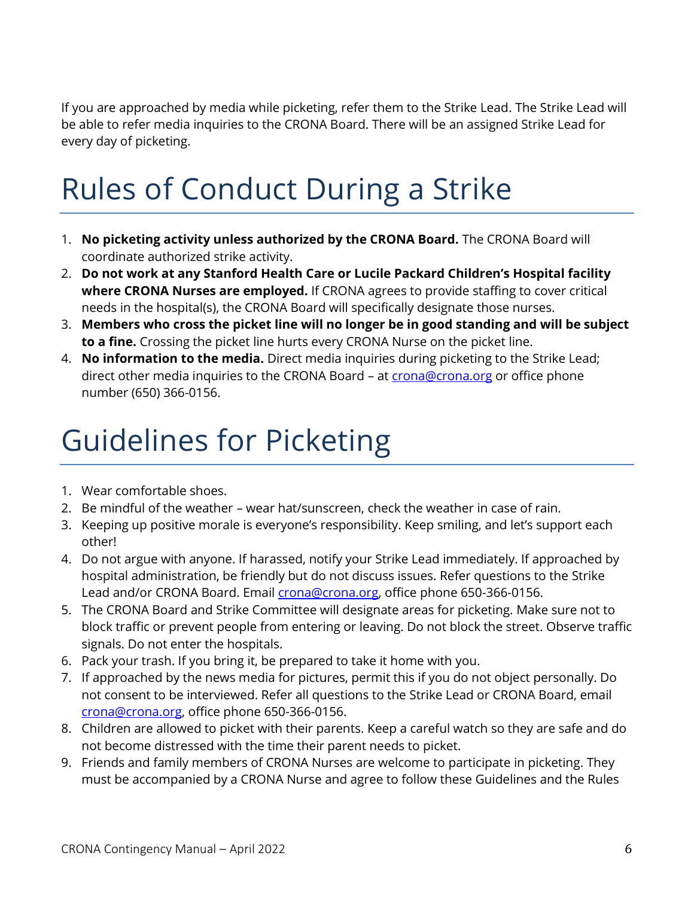If you are approached by media while picketing, refer them to the Strike Lead. The Strike Lead will be able to refer media inquiries to the CRONA Board. There will be an assigned Strike Lead for every day of picketing.

# Rules of Conduct During a Strike

1. **No picketing activity unless authorized by the CRONA Board.** The CRONA Board will coordinate authorized strike activity.
2. **Do not work at any Stanford Health Care or Lucile Packard Children's Hospital facility where CRONA Nurses are employed.** If CRONA agrees to provide staffing to cover critical needs in the hospital(s), the CRONA Board will specifically designate those nurses.
3. **Members who cross the picket line will no longer be in good standing and will be subject to a fine.** Crossing the picket line hurts every CRONA Nurse on the picket line.
4. **No information to the media.** Direct media inquiries during picketing to the Strike Lead; direct other media inquiries to the CRONA Board – at crona@crona.org or office phone number (650) 366-0156.

# Guidelines for Picketing

1. Wear comfortable shoes.
2. Be mindful of the weather – wear hat/sunscreen, check the weather in case of rain.
3. Keeping up positive morale is everyone's responsibility. Keep smiling, and let's support each other!
4. Do not argue with anyone. If harassed, notify your Strike Lead immediately. If approached by hospital administration, be friendly but do not discuss issues. Refer questions to the Strike Lead and/or CRONA Board. Email crona@crona.org, office phone 650-366-0156.
5. The CRONA Board and Strike Committee will designate areas for picketing. Make sure not to block traffic or prevent people from entering or leaving. Do not block the street. Observe traffic signals. Do not enter the hospitals.
6. Pack your trash. If you bring it, be prepared to take it home with you.
7. If approached by the news media for pictures, permit this if you do not object personally. Do not consent to be interviewed. Refer all questions to the Strike Lead or CRONA Board, email crona@crona.org, office phone 650-366-0156.
8. Children are allowed to picket with their parents. Keep a careful watch so they are safe and do not become distressed with the time their parent needs to picket.
9. Friends and family members of CRONA Nurses are welcome to participate in picketing. They must be accompanied by a CRONA Nurse and agree to follow these Guidelines and the Rules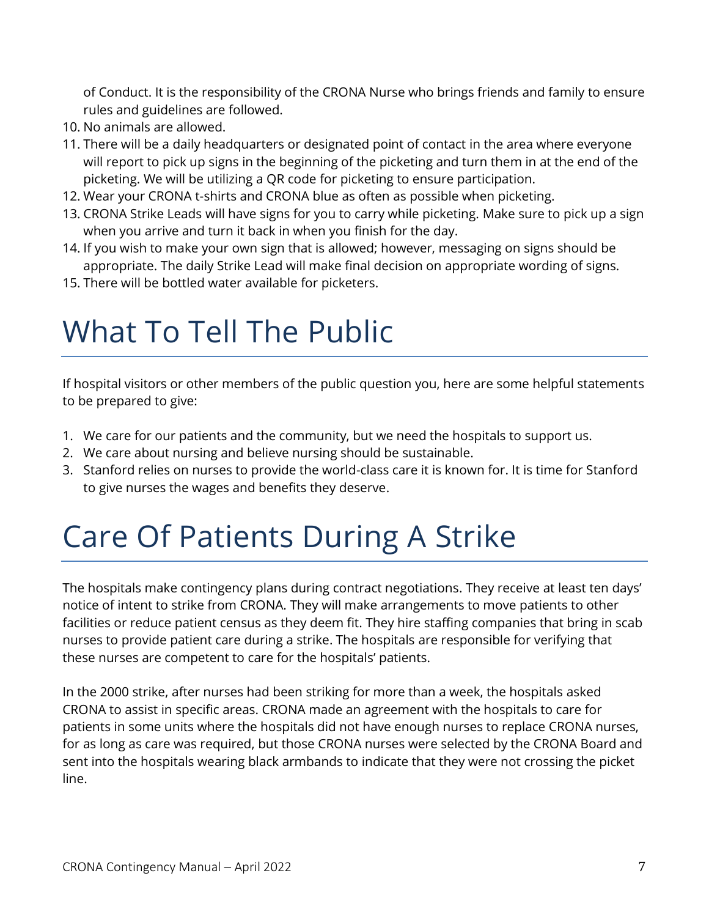of Conduct. It is the responsibility of the CRONA Nurse who brings friends and family to ensure rules and guidelines are followed.

10. No animals are allowed.
11. There will be a daily headquarters or designated point of contact in the area where everyone will report to pick up signs in the beginning of the picketing and turn them in at the end of the picketing. We will be utilizing a QR code for picketing to ensure participation.
12. Wear your CRONA t-shirts and CRONA blue as often as possible when picketing.
13. CRONA Strike Leads will have signs for you to carry while picketing. Make sure to pick up a sign when you arrive and turn it back in when you finish for the day.
14. If you wish to make your own sign that is allowed; however, messaging on signs should be appropriate. The daily Strike Lead will make final decision on appropriate wording of signs.
15. There will be bottled water available for picketers.

# What To Tell The Public

If hospital visitors or other members of the public question you, here are some helpful statements to be prepared to give:

1. We care for our patients and the community, but we need the hospitals to support us.
2. We care about nursing and believe nursing should be sustainable.
3. Stanford relies on nurses to provide the world-class care it is known for. It is time for Stanford to give nurses the wages and benefits they deserve.

# Care Of Patients During A Strike

The hospitals make contingency plans during contract negotiations. They receive at least ten days' notice of intent to strike from CRONA. They will make arrangements to move patients to other facilities or reduce patient census as they deem fit. They hire staffing companies that bring in scab nurses to provide patient care during a strike. The hospitals are responsible for verifying that these nurses are competent to care for the hospitals' patients.

In the 2000 strike, after nurses had been striking for more than a week, the hospitals asked CRONA to assist in specific areas. CRONA made an agreement with the hospitals to care for patients in some units where the hospitals did not have enough nurses to replace CRONA nurses, for as long as care was required, but those CRONA nurses were selected by the CRONA Board and sent into the hospitals wearing black armbands to indicate that they were not crossing the picket line.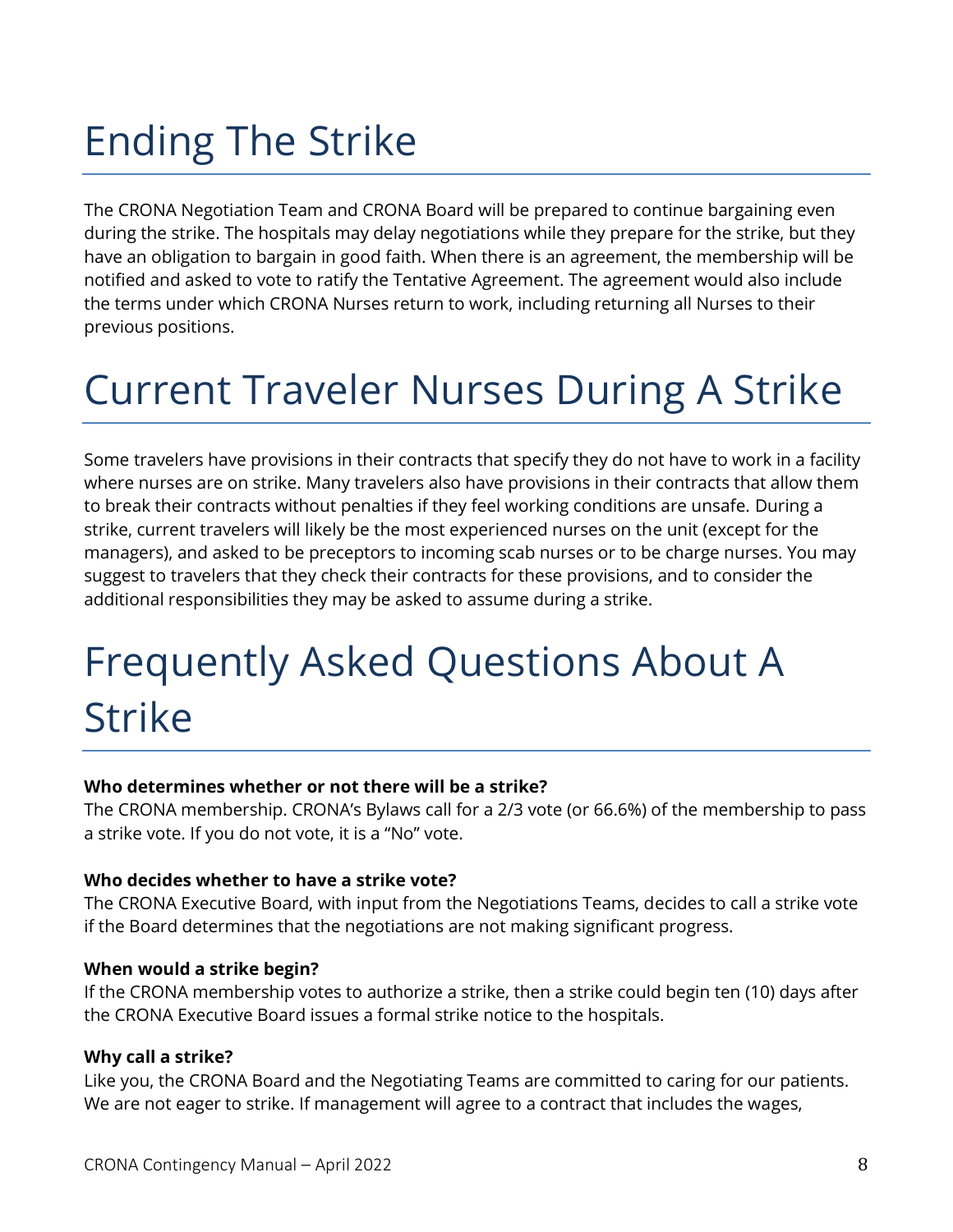# Ending The Strike

The CRONA Negotiation Team and CRONA Board will be prepared to continue bargaining even during the strike. The hospitals may delay negotiations while they prepare for the strike, but they have an obligation to bargain in good faith. When there is an agreement, the membership will be notified and asked to vote to ratify the Tentative Agreement. The agreement would also include the terms under which CRONA Nurses return to work, including returning all Nurses to their previous positions.

# Current Traveler Nurses During A Strike

Some travelers have provisions in their contracts that specify they do not have to work in a facility where nurses are on strike. Many travelers also have provisions in their contracts that allow them to break their contracts without penalties if they feel working conditions are unsafe. During a strike, current travelers will likely be the most experienced nurses on the unit (except for the managers), and asked to be preceptors to incoming scab nurses or to be charge nurses. You may suggest to travelers that they check their contracts for these provisions, and to consider the additional responsibilities they may be asked to assume during a strike.

# Frequently Asked Questions About A Strike

**Who determines whether or not there will be a strike?**
The CRONA membership. CRONA's Bylaws call for a 2/3 vote (or 66.6%) of the membership to pass a strike vote. If you do not vote, it is a "No" vote.

**Who decides whether to have a strike vote?**
The CRONA Executive Board, with input from the Negotiations Teams, decides to call a strike vote if the Board determines that the negotiations are not making significant progress.

**When would a strike begin?**
If the CRONA membership votes to authorize a strike, then a strike could begin ten (10) days after the CRONA Executive Board issues a formal strike notice to the hospitals.

**Why call a strike?**
Like you, the CRONA Board and the Negotiating Teams are committed to caring for our patients. We are not eager to strike. If management will agree to a contract that includes the wages,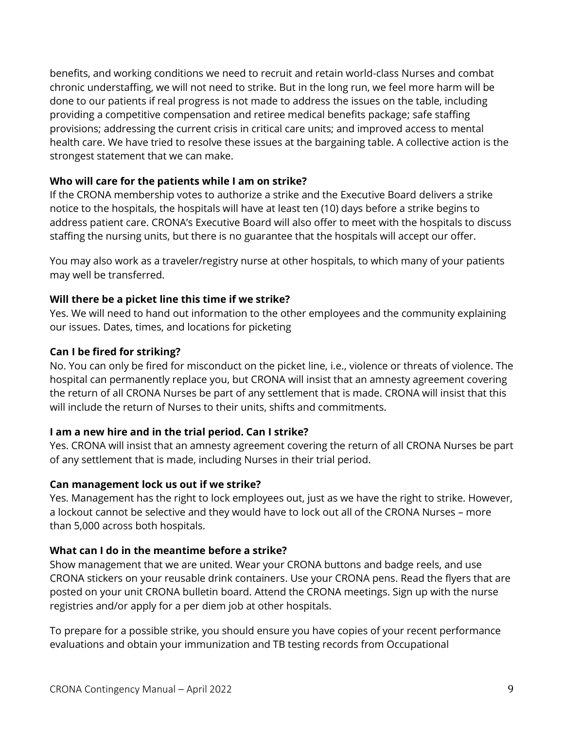benefits, and working conditions we need to recruit and retain world-class Nurses and combat chronic understaffing, we will not need to strike. But in the long run, we feel more harm will be done to our patients if real progress is not made to address the issues on the table, including providing a competitive compensation and retiree medical benefits package; safe staffing provisions; addressing the current crisis in critical care units; and improved access to mental health care. We have tried to resolve these issues at the bargaining table. A collective action is the strongest statement that we can make.

**Who will care for the patients while I am on strike?**

If the CRONA membership votes to authorize a strike and the Executive Board delivers a strike notice to the hospitals, the hospitals will have at least ten (10) days before a strike begins to address patient care. CRONA's Executive Board will also offer to meet with the hospitals to discuss staffing the nursing units, but there is no guarantee that the hospitals will accept our offer.

You may also work as a traveler/registry nurse at other hospitals, to which many of your patients may well be transferred.

**Will there be a picket line this time if we strike?**

Yes. We will need to hand out information to the other employees and the community explaining our issues. Dates, times, and locations for picketing

**Can I be fired for striking?**

No. You can only be fired for misconduct on the picket line, i.e., violence or threats of violence. The hospital can permanently replace you, but CRONA will insist that an amnesty agreement covering the return of all CRONA Nurses be part of any settlement that is made. CRONA will insist that this will include the return of Nurses to their units, shifts and commitments.

**I am a new hire and in the trial period. Can I strike?**

Yes. CRONA will insist that an amnesty agreement covering the return of all CRONA Nurses be part of any settlement that is made, including Nurses in their trial period.

**Can management lock us out if we strike?**

Yes. Management has the right to lock employees out, just as we have the right to strike. However, a lockout cannot be selective and they would have to lock out all of the CRONA Nurses – more than 5,000 across both hospitals.

**What can I do in the meantime before a strike?**

Show management that we are united. Wear your CRONA buttons and badge reels, and use CRONA stickers on your reusable drink containers. Use your CRONA pens. Read the flyers that are posted on your unit CRONA bulletin board. Attend the CRONA meetings. Sign up with the nurse registries and/or apply for a per diem job at other hospitals.

To prepare for a possible strike, you should ensure you have copies of your recent performance evaluations and obtain your immunization and TB testing records from Occupational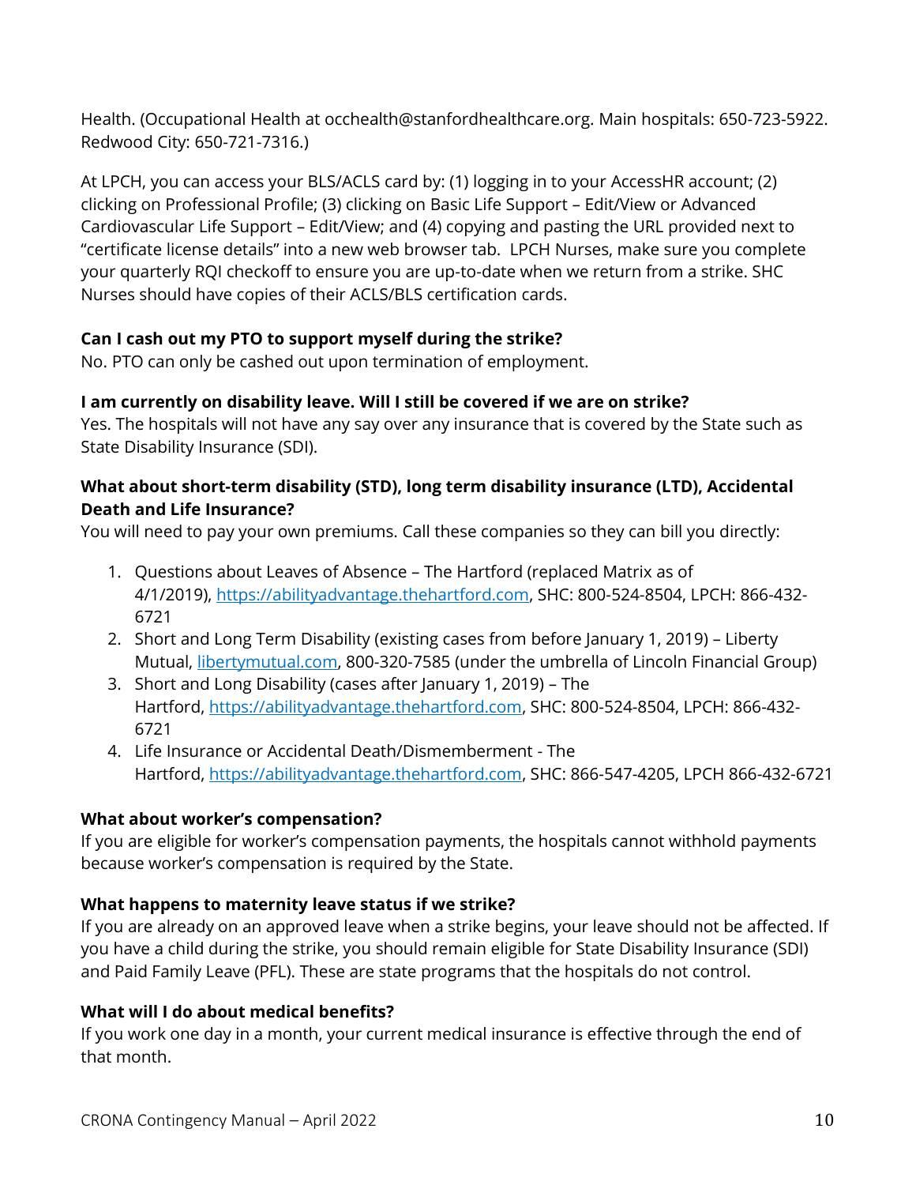Health. (Occupational Health at occhealth@stanfordhealthcare.org. Main hospitals: 650-723-5922. Redwood City: 650-721-7316.)

At LPCH, you can access your BLS/ACLS card by: (1) logging in to your AccessHR account; (2) clicking on Professional Profile; (3) clicking on Basic Life Support – Edit/View or Advanced Cardiovascular Life Support – Edit/View; and (4) copying and pasting the URL provided next to "certificate license details" into a new web browser tab. LPCH Nurses, make sure you complete your quarterly RQI checkoff to ensure you are up-to-date when we return from a strike. SHC Nurses should have copies of their ACLS/BLS certification cards.

**Can I cash out my PTO to support myself during the strike?**
No. PTO can only be cashed out upon termination of employment.

**I am currently on disability leave. Will I still be covered if we are on strike?**
Yes. The hospitals will not have any say over any insurance that is covered by the State such as State Disability Insurance (SDI).

**What about short-term disability (STD), long term disability insurance (LTD), Accidental Death and Life Insurance?**
You will need to pay your own premiums. Call these companies so they can bill you directly:

1. Questions about Leaves of Absence – The Hartford (replaced Matrix as of 4/1/2019), [https://abilityadvantage.thehartford.com](https://abilityadvantage.thehartford.com), SHC: 800-524-8504, LPCH: 866-432-6721
2. Short and Long Term Disability (existing cases from before January 1, 2019) – Liberty Mutual, [libertymutual.com](libertymutual.com), 800-320-7585 (under the umbrella of Lincoln Financial Group)
3. Short and Long Disability (cases after January 1, 2019) – The Hartford, [https://abilityadvantage.thehartford.com](https://abilityadvantage.thehartford.com), SHC: 800-524-8504, LPCH: 866-432-6721
4. Life Insurance or Accidental Death/Dismemberment - The Hartford, [https://abilityadvantage.thehartford.com](https://abilityadvantage.thehartford.com), SHC: 866-547-4205, LPCH 866-432-6721

**What about worker's compensation?**
If you are eligible for worker's compensation payments, the hospitals cannot withhold payments because worker's compensation is required by the State.

**What happens to maternity leave status if we strike?**
If you are already on an approved leave when a strike begins, your leave should not be affected. If you have a child during the strike, you should remain eligible for State Disability Insurance (SDI) and Paid Family Leave (PFL). These are state programs that the hospitals do not control.

**What will I do about medical benefits?**
If you work one day in a month, your current medical insurance is effective through the end of that month.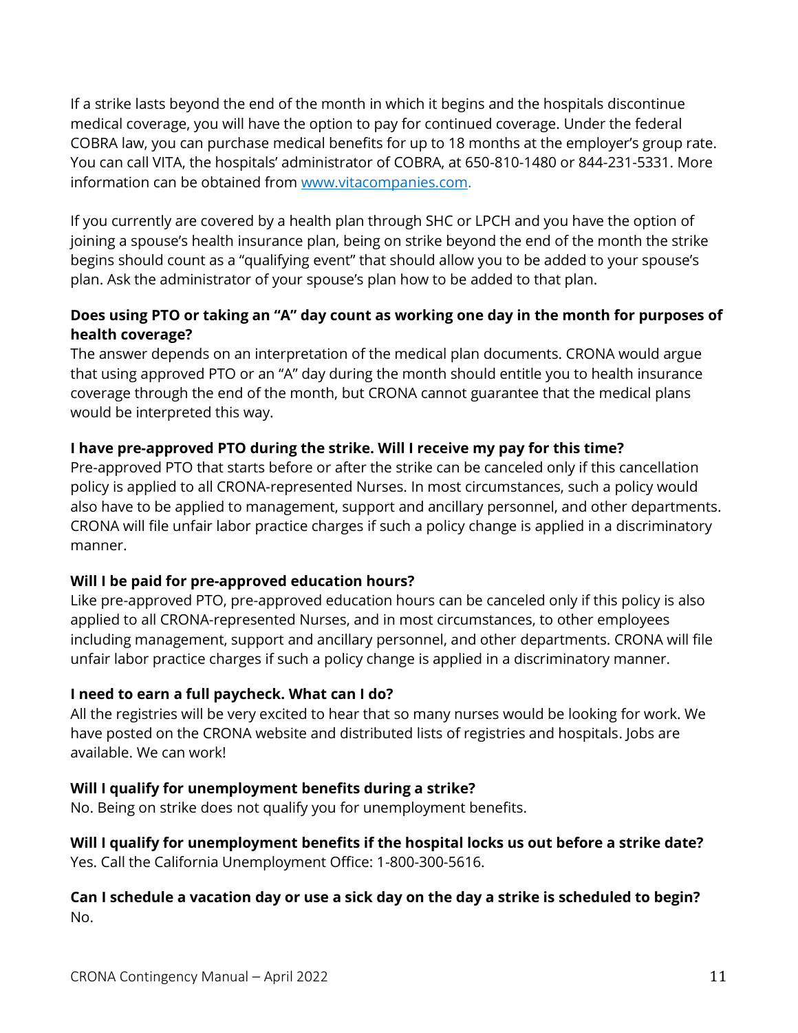If a strike lasts beyond the end of the month in which it begins and the hospitals discontinue medical coverage, you will have the option to pay for continued coverage. Under the federal COBRA law, you can purchase medical benefits for up to 18 months at the employer's group rate. You can call VITA, the hospitals' administrator of COBRA, at 650-810-1480 or 844-231-5331. More information can be obtained from [www.vitacompanies.com](http://www.vitacompanies.com).

If you currently are covered by a health plan through SHC or LPCH and you have the option of joining a spouse's health insurance plan, being on strike beyond the end of the month the strike begins should count as a "qualifying event" that should allow you to be added to your spouse's plan. Ask the administrator of your spouse's plan how to be added to that plan.

**Does using PTO or taking an "A" day count as working one day in the month for purposes of health coverage?**

The answer depends on an interpretation of the medical plan documents. CRONA would argue that using approved PTO or an "A" day during the month should entitle you to health insurance coverage through the end of the month, but CRONA cannot guarantee that the medical plans would be interpreted this way.

**I have pre-approved PTO during the strike. Will I receive my pay for this time?**

Pre-approved PTO that starts before or after the strike can be canceled only if this cancellation policy is applied to all CRONA-represented Nurses. In most circumstances, such a policy would also have to be applied to management, support and ancillary personnel, and other departments. CRONA will file unfair labor practice charges if such a policy change is applied in a discriminatory manner.

**Will I be paid for pre-approved education hours?**

Like pre-approved PTO, pre-approved education hours can be canceled only if this policy is also applied to all CRONA-represented Nurses, and in most circumstances, to other employees including management, support and ancillary personnel, and other departments. CRONA will file unfair labor practice charges if such a policy change is applied in a discriminatory manner.

**I need to earn a full paycheck. What can I do?**

All the registries will be very excited to hear that so many nurses would be looking for work. We have posted on the CRONA website and distributed lists of registries and hospitals. Jobs are available. We can work!

**Will I qualify for unemployment benefits during a strike?**

No. Being on strike does not qualify you for unemployment benefits.

**Will I qualify for unemployment benefits if the hospital locks us out before a strike date?**

Yes. Call the California Unemployment Office: 1-800-300-5616.

**Can I schedule a vacation day or use a sick day on the day a strike is scheduled to begin?**

No.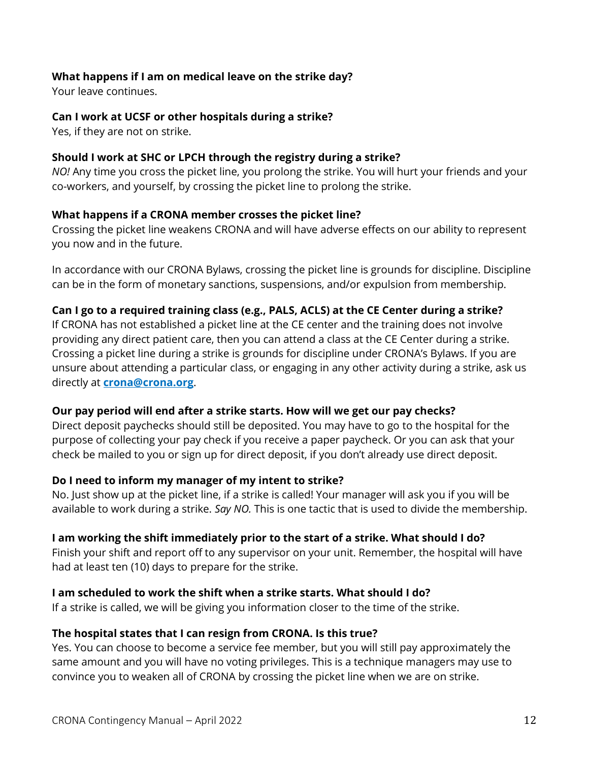**What happens if I am on medical leave on the strike day?**
Your leave continues.

**Can I work at UCSF or other hospitals during a strike?**
Yes, if they are not on strike.

**Should I work at SHC or LPCH through the registry during a strike?**
*NO!* Any time you cross the picket line, you prolong the strike. You will hurt your friends and your co-workers, and yourself, by crossing the picket line to prolong the strike.

**What happens if a CRONA member crosses the picket line?**
Crossing the picket line weakens CRONA and will have adverse effects on our ability to represent you now and in the future.

In accordance with our CRONA Bylaws, crossing the picket line is grounds for discipline. Discipline can be in the form of monetary sanctions, suspensions, and/or expulsion from membership.

**Can I go to a required training class (e.g., PALS, ACLS) at the CE Center during a strike?**
If CRONA has not established a picket line at the CE center and the training does not involve providing any direct patient care, then you can attend a class at the CE Center during a strike. Crossing a picket line during a strike is grounds for discipline under CRONA's Bylaws. If you are unsure about attending a particular class, or engaging in any other activity during a strike, ask us directly at **crona@crona.org**.

**Our pay period will end after a strike starts. How will we get our pay checks?**
Direct deposit paychecks should still be deposited. You may have to go to the hospital for the purpose of collecting your pay check if you receive a paper paycheck. Or you can ask that your check be mailed to you or sign up for direct deposit, if you don't already use direct deposit.

**Do I need to inform my manager of my intent to strike?**
No. Just show up at the picket line, if a strike is called! Your manager will ask you if you will be available to work during a strike. *Say NO.* This is one tactic that is used to divide the membership.

**I am working the shift immediately prior to the start of a strike. What should I do?**
Finish your shift and report off to any supervisor on your unit. Remember, the hospital will have had at least ten (10) days to prepare for the strike.

**I am scheduled to work the shift when a strike starts. What should I do?**
If a strike is called, we will be giving you information closer to the time of the strike.

**The hospital states that I can resign from CRONA. Is this true?**
Yes. You can choose to become a service fee member, but you will still pay approximately the same amount and you will have no voting privileges. This is a technique managers may use to convince you to weaken all of CRONA by crossing the picket line when we are on strike.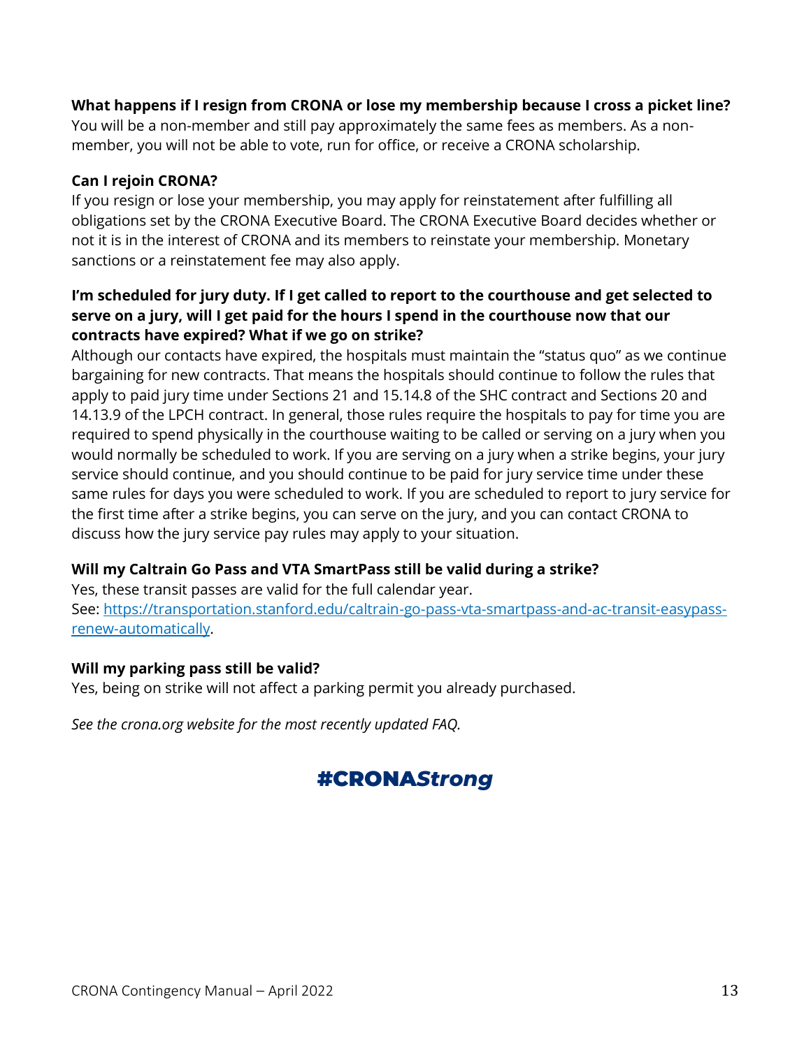**What happens if I resign from CRONA or lose my membership because I cross a picket line?**

You will be a non-member and still pay approximately the same fees as members. As a non-member, you will not be able to vote, run for office, or receive a CRONA scholarship.

**Can I rejoin CRONA?**

If you resign or lose your membership, you may apply for reinstatement after fulfilling all obligations set by the CRONA Executive Board. The CRONA Executive Board decides whether or not it is in the interest of CRONA and its members to reinstate your membership. Monetary sanctions or a reinstatement fee may also apply.

**I'm scheduled for jury duty. If I get called to report to the courthouse and get selected to serve on a jury, will I get paid for the hours I spend in the courthouse now that our contracts have expired? What if we go on strike?**

Although our contacts have expired, the hospitals must maintain the "status quo" as we continue bargaining for new contracts. That means the hospitals should continue to follow the rules that apply to paid jury time under Sections 21 and 15.14.8 of the SHC contract and Sections 20 and 14.13.9 of the LPCH contract. In general, those rules require the hospitals to pay for time you are required to spend physically in the courthouse waiting to be called or serving on a jury when you would normally be scheduled to work. If you are serving on a jury when a strike begins, your jury service should continue, and you should continue to be paid for jury service time under these same rules for days you were scheduled to work. If you are scheduled to report to jury service for the first time after a strike begins, you can serve on the jury, and you can contact CRONA to discuss how the jury service pay rules may apply to your situation.

**Will my Caltrain Go Pass and VTA SmartPass still be valid during a strike?**

Yes, these transit passes are valid for the full calendar year.
See: [https://transportation.stanford.edu/caltrain-go-pass-vta-smartpass-and-ac-transit-easypass-renew-automatically](https://transportation.stanford.edu/caltrain-go-pass-vta-smartpass-and-ac-transit-easypass-renew-automatically).

**Will my parking pass still be valid?**

Yes, being on strike will not affect a parking permit you already purchased.

*See the crona.org website for the most recently updated FAQ.*

**#CRONA*Strong***